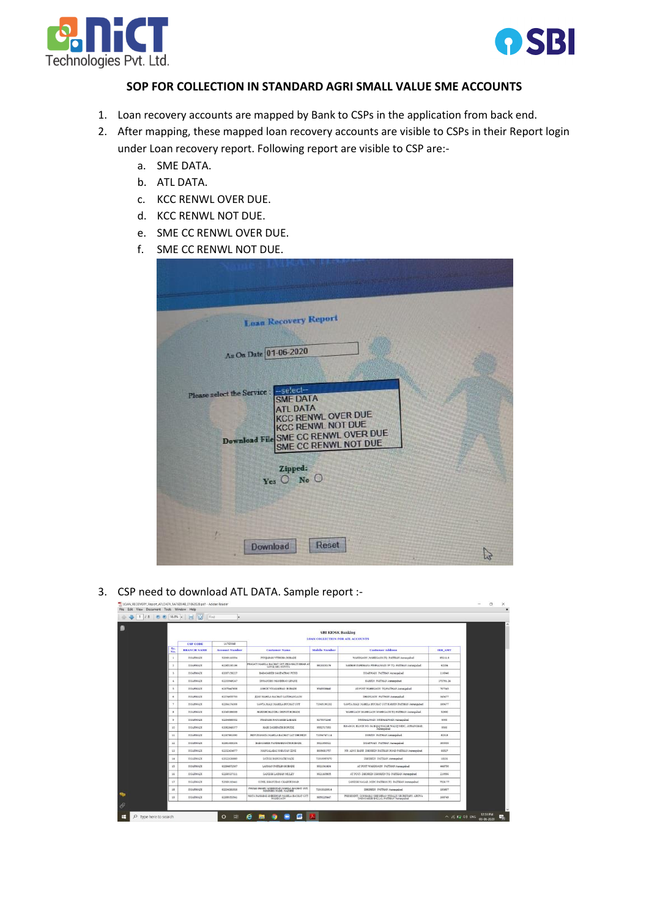# SOP FOR COLLECTION IN STANDARD AGRI SMALL VALUE SME ACCOUNTS

1. Loan recovery accounts are mapped by Bank to CSPs in the application from back end.
2. After mapping, these mapped loan recovery accounts are visible to CSPs in their Report login under Loan recovery report. Following report are visible to CSP are:-
    a. SME DATA.
    b. ATL DATA.
    c. KCC RENWL OVER DUE.
    d. KCC RENWL NOT DUE.
    e. SME CC RENWL OVER DUE.
    f. SME CC RENWL NOT DUE.

3. CSP need to download ATL DATA. Sample report :-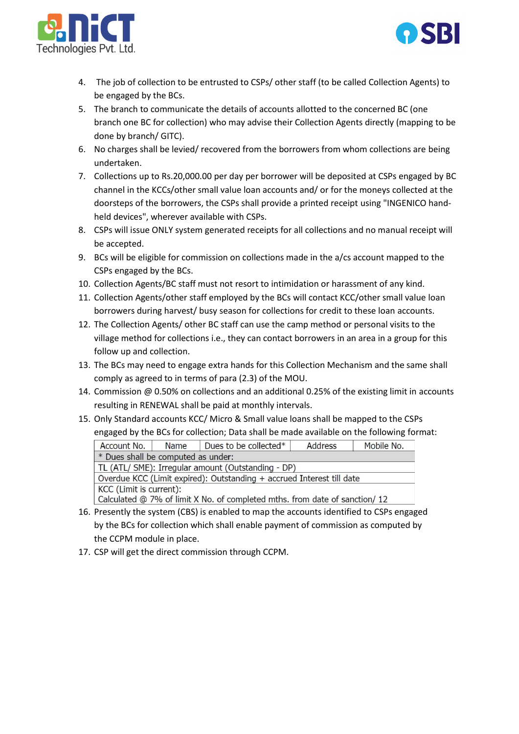4. The job of collection to be entrusted to CSPs/ other staff (to be called Collection Agents) to be engaged by the BCs.
5. The branch to communicate the details of accounts allotted to the concerned BC (one branch one BC for collection) who may advise their Collection Agents directly (mapping to be done by branch/ GITC).
6. No charges shall be levied/ recovered from the borrowers from whom collections are being undertaken.
7. Collections up to Rs.20,000.00 per day per borrower will be deposited at CSPs engaged by BC channel in the KCCs/other small value loan accounts and/ or for the moneys collected at the doorsteps of the borrowers, the CSPs shall provide a printed receipt using "INGENICO hand-held devices", wherever available with CSPs.
8. CSPs will issue ONLY system generated receipts for all collections and no manual receipt will be accepted.
9. BCs will be eligible for commission on collections made in the a/cs account mapped to the CSPs engaged by the BCs.
10. Collection Agents/BC staff must not resort to intimidation or harassment of any kind.
11. Collection Agents/other staff employed by the BCs will contact KCC/other small value loan borrowers during harvest/ busy season for collections for credit to these loan accounts.
12. The Collection Agents/ other BC staff can use the camp method or personal visits to the village method for collections i.e., they can contact borrowers in an area in a group for this follow up and collection.
13. The BCs may need to engage extra hands for this Collection Mechanism and the same shall comply as agreed to in terms of para (2.3) of the MOU.
14. Commission @ 0.50% on collections and an additional 0.25% of the existing limit in accounts resulting in RENEWAL shall be paid at monthly intervals.
15. Only Standard accounts KCC/ Micro & Small value loans shall be mapped to the CSPs engaged by the BCs for collection; Data shall be made available on the following format:

| Account No. | Name | Dues to be collected* | Address | Mobile No. |
|---|---|---|---|---|
| * Dues shall be computed as under: | | | | |
| TL (ATL/ SME): Irregular amount (Outstanding - DP) | | | | |
| Overdue KCC (Limit expired): Outstanding + accrued Interest till date | | | | |
| KCC (Limit is current): Calculated @ 7% of limit X No. of completed mths. from date of sanction/ 12 | | | | |

16. Presently the system (CBS) is enabled to map the accounts identified to CSPs engaged by the BCs for collection which shall enable payment of commission as computed by the CCPM module in place.
17. CSP will get the direct commission through CCPM.